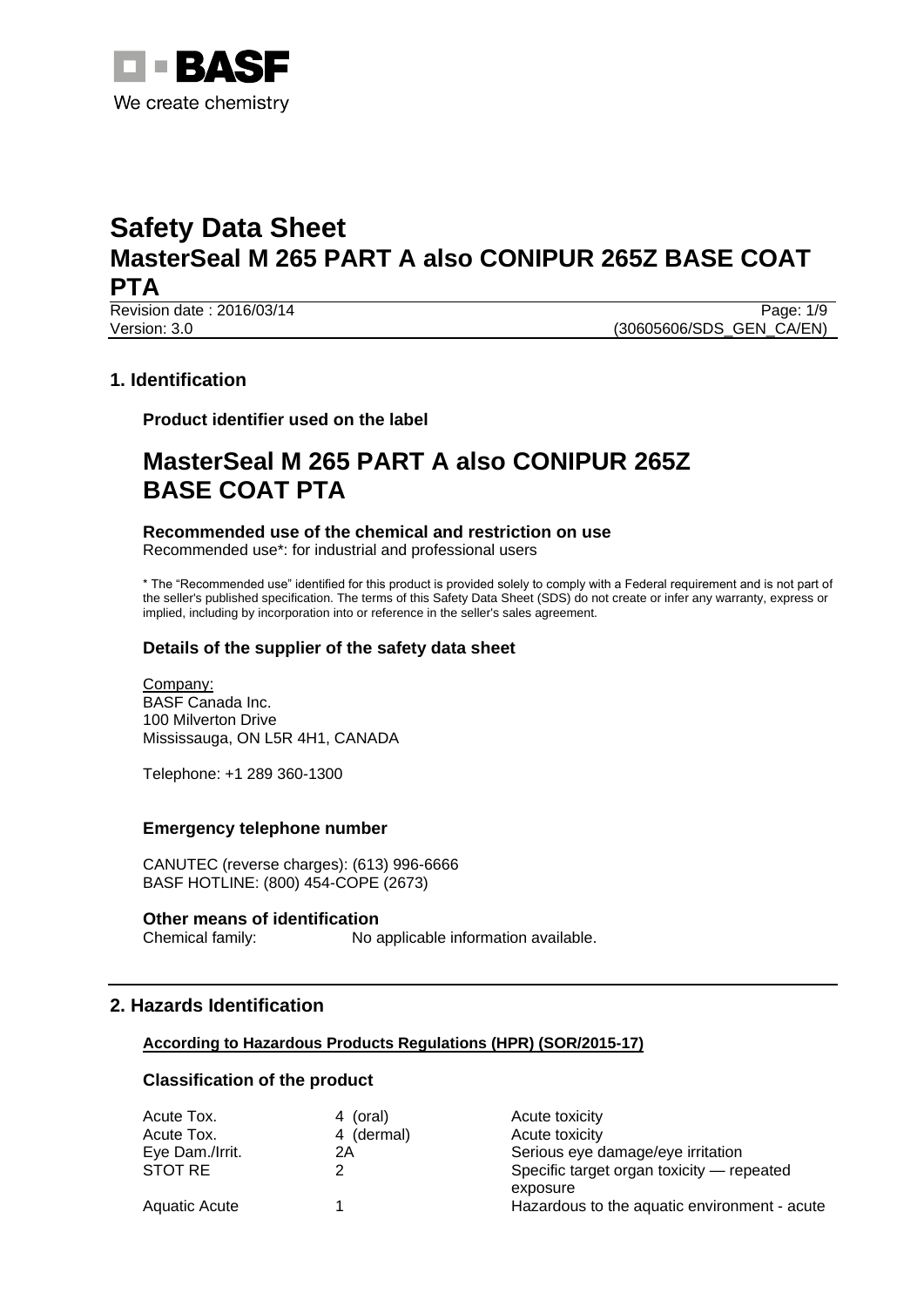BASF

We create chemistry

# Safety Data Sheet
# MasterSeal M 265 PART A also CONIPUR 265Z BASE COAT PTA

Revision date : 2016/03/14
Version: 3.0 (30605606/SDS_GEN_CA/EN)

## 1. Identification

**Product identifier used on the label**

## MasterSeal M 265 PART A also CONIPUR 265Z BASE COAT PTA

**Recommended use of the chemical and restriction on use**
Recommended use*: for industrial and professional users

* The "Recommended use" identified for this product is provided solely to comply with a Federal requirement and is not part of the seller's published specification. The terms of this Safety Data Sheet (SDS) do not create or infer any warranty, express or implied, including by incorporation into or reference in the seller's sales agreement.

### Details of the supplier of the safety data sheet

Company:
BASF Canada Inc.
100 Milverton Drive
Mississauga, ON L5R 4H1, CANADA

Telephone: +1 289 360-1300

### Emergency telephone number

CANUTEC (reverse charges): (613) 996-6666
BASF HOTLINE: (800) 454-COPE (2673)

**Other means of identification**
Chemical family: No applicable information available.

## 2. Hazards Identification

**According to Hazardous Products Regulations (HPR) (SOR/2015-17)**

### Classification of the product

| | | |
|---|---|---|
| Acute Tox. | 4 (oral) | Acute toxicity |
| Acute Tox. | 4 (dermal) | Acute toxicity |
| Eye Dam./Irrit. | 2A | Serious eye damage/eye irritation |
| STOT RE | 2 | Specific target organ toxicity — repeated exposure |
| Aquatic Acute | 1 | Hazardous to the aquatic environment - acute |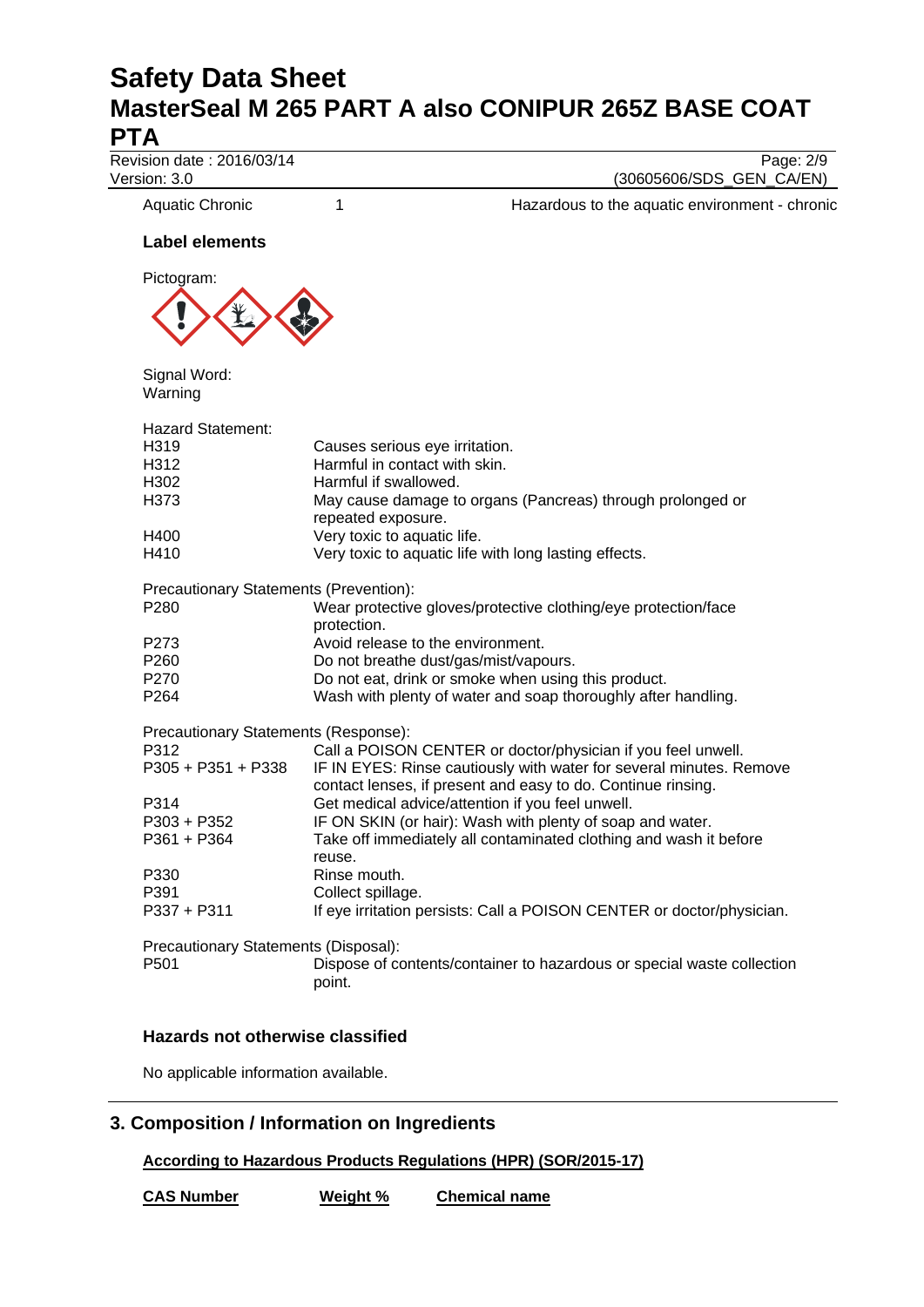| | | |
|---|---|---|
| Aquatic Chronic | 1 | Hazardous to the aquatic environment - chronic |

### Label elements

Pictogram:

Signal Word:
Warning

Hazard Statement:

| | |
|---|---|
| H319 | Causes serious eye irritation. |
| H312 | Harmful in contact with skin. |
| H302 | Harmful if swallowed. |
| H373 | May cause damage to organs (Pancreas) through prolonged or repeated exposure. |
| H400 | Very toxic to aquatic life. |
| H410 | Very toxic to aquatic life with long lasting effects. |

Precautionary Statements (Prevention):

| | |
|---|---|
| P280 | Wear protective gloves/protective clothing/eye protection/face protection. |
| P273 | Avoid release to the environment. |
| P260 | Do not breathe dust/gas/mist/vapours. |
| P270 | Do not eat, drink or smoke when using this product. |
| P264 | Wash with plenty of water and soap thoroughly after handling. |

Precautionary Statements (Response):

| | |
|---|---|
| P312 | Call a POISON CENTER or doctor/physician if you feel unwell. |
| P305 + P351 + P338 | IF IN EYES: Rinse cautiously with water for several minutes. Remove contact lenses, if present and easy to do. Continue rinsing. |
| P314 | Get medical advice/attention if you feel unwell. |
| P303 + P352 | IF ON SKIN (or hair): Wash with plenty of soap and water. |
| P361 + P364 | Take off immediately all contaminated clothing and wash it before reuse. |
| P330 | Rinse mouth. |
| P391 | Collect spillage. |
| P337 + P311 | If eye irritation persists: Call a POISON CENTER or doctor/physician. |

Precautionary Statements (Disposal):

| | |
|---|---|
| P501 | Dispose of contents/container to hazardous or special waste collection point. |

### Hazards not otherwise classified

No applicable information available.

## 3. Composition / Information on Ingredients

**According to Hazardous Products Regulations (HPR) (SOR/2015-17)**

| CAS Number | Weight % | Chemical name |
|---|---|---|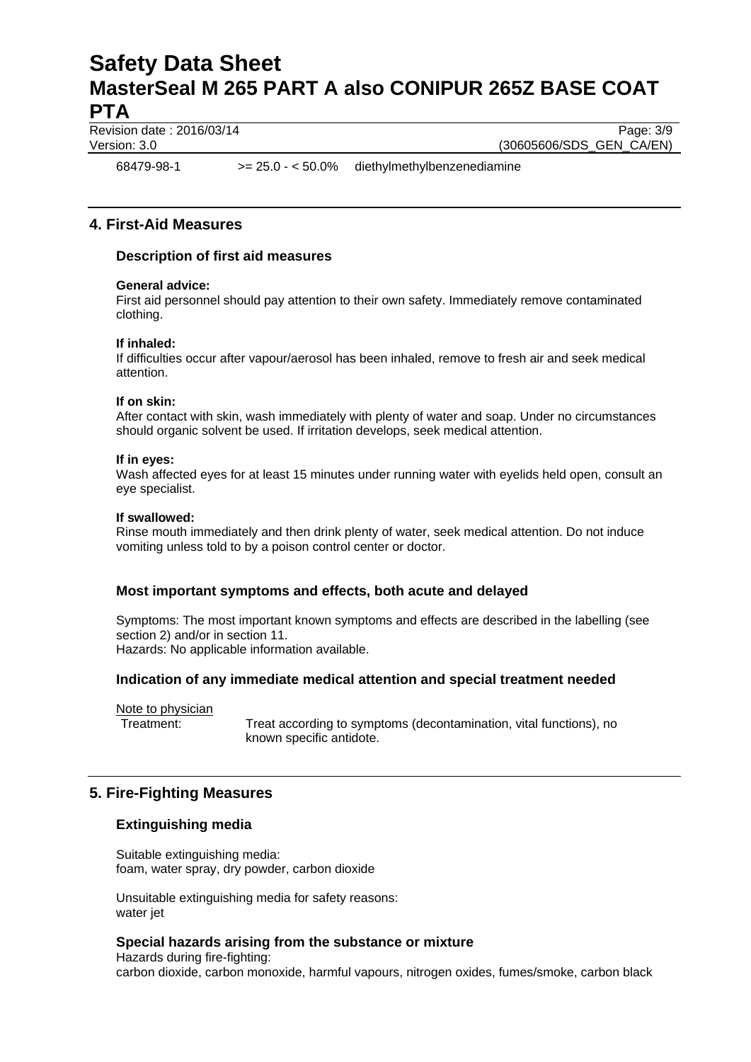| | | |
|---|---|---|
| 68479-98-1 | >= 25.0 - < 50.0% | diethylmethylbenzenediamine |

## 4. First-Aid Measures

### Description of first aid measures

**General advice:**
First aid personnel should pay attention to their own safety. Immediately remove contaminated clothing.

**If inhaled:**
If difficulties occur after vapour/aerosol has been inhaled, remove to fresh air and seek medical attention.

**If on skin:**
After contact with skin, wash immediately with plenty of water and soap. Under no circumstances should organic solvent be used. If irritation develops, seek medical attention.

**If in eyes:**
Wash affected eyes for at least 15 minutes under running water with eyelids held open, consult an eye specialist.

**If swallowed:**
Rinse mouth immediately and then drink plenty of water, seek medical attention. Do not induce vomiting unless told to by a poison control center or doctor.

### Most important symptoms and effects, both acute and delayed

Symptoms: The most important known symptoms and effects are described in the labelling (see section 2) and/or in section 11.
Hazards: No applicable information available.

### Indication of any immediate medical attention and special treatment needed

Note to physician

Treatment: Treat according to symptoms (decontamination, vital functions), no known specific antidote.

## 5. Fire-Fighting Measures

### Extinguishing media

Suitable extinguishing media:
foam, water spray, dry powder, carbon dioxide

Unsuitable extinguishing media for safety reasons:
water jet

### Special hazards arising from the substance or mixture

Hazards during fire-fighting:
carbon dioxide, carbon monoxide, harmful vapours, nitrogen oxides, fumes/smoke, carbon black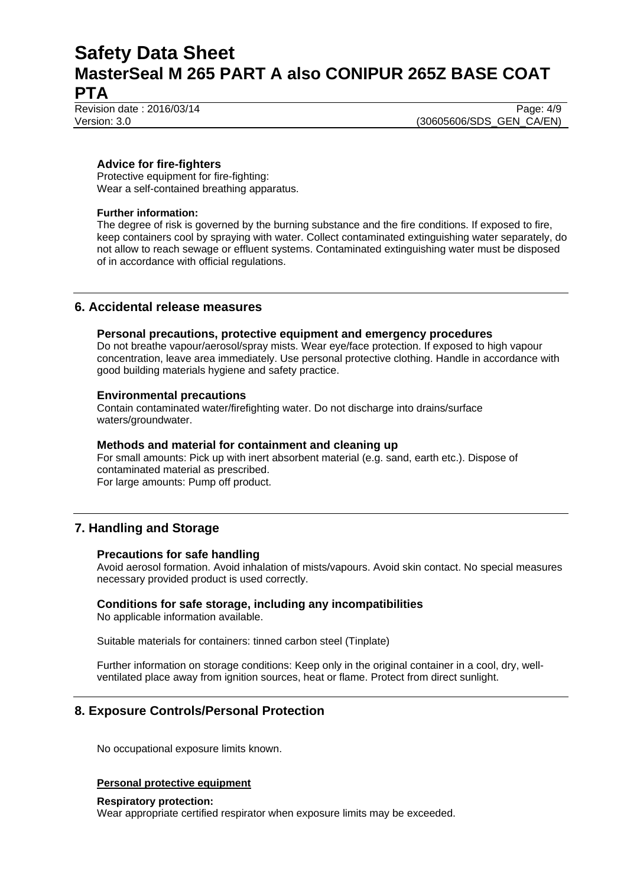### Advice for fire-fighters

Protective equipment for fire-fighting:
Wear a self-contained breathing apparatus.

**Further information:**
The degree of risk is governed by the burning substance and the fire conditions. If exposed to fire, keep containers cool by spraying with water. Collect contaminated extinguishing water separately, do not allow to reach sewage or effluent systems. Contaminated extinguishing water must be disposed of in accordance with official regulations.

## 6. Accidental release measures

### Personal precautions, protective equipment and emergency procedures

Do not breathe vapour/aerosol/spray mists. Wear eye/face protection. If exposed to high vapour concentration, leave area immediately. Use personal protective clothing. Handle in accordance with good building materials hygiene and safety practice.

### Environmental precautions

Contain contaminated water/firefighting water. Do not discharge into drains/surface waters/groundwater.

### Methods and material for containment and cleaning up

For small amounts: Pick up with inert absorbent material (e.g. sand, earth etc.). Dispose of contaminated material as prescribed.
For large amounts: Pump off product.

## 7. Handling and Storage

### Precautions for safe handling

Avoid aerosol formation. Avoid inhalation of mists/vapours. Avoid skin contact. No special measures necessary provided product is used correctly.

### Conditions for safe storage, including any incompatibilities

No applicable information available.

Suitable materials for containers: tinned carbon steel (Tinplate)

Further information on storage conditions: Keep only in the original container in a cool, dry, well-ventilated place away from ignition sources, heat or flame. Protect from direct sunlight.

## 8. Exposure Controls/Personal Protection

No occupational exposure limits known.

**Personal protective equipment**

**Respiratory protection:**
Wear appropriate certified respirator when exposure limits may be exceeded.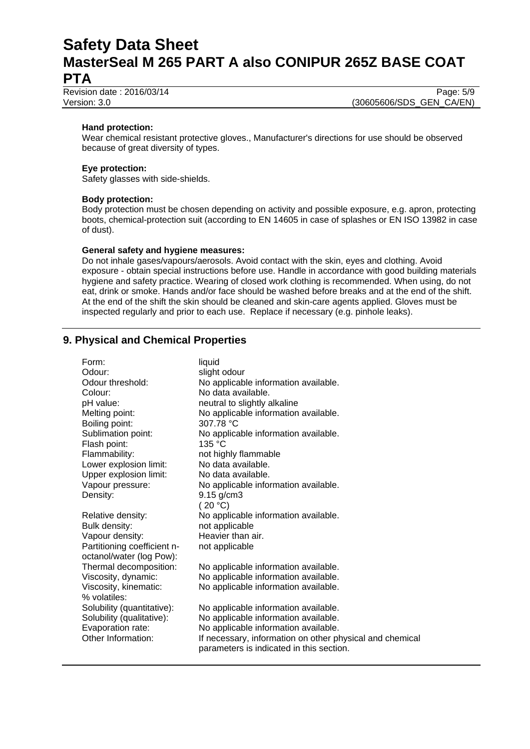**Hand protection:**
Wear chemical resistant protective gloves., Manufacturer's directions for use should be observed because of great diversity of types.

**Eye protection:**
Safety glasses with side-shields.

**Body protection:**
Body protection must be chosen depending on activity and possible exposure, e.g. apron, protecting boots, chemical-protection suit (according to EN 14605 in case of splashes or EN ISO 13982 in case of dust).

**General safety and hygiene measures:**
Do not inhale gases/vapours/aerosols. Avoid contact with the skin, eyes and clothing. Avoid exposure - obtain special instructions before use. Handle in accordance with good building materials hygiene and safety practice. Wearing of closed work clothing is recommended. When using, do not eat, drink or smoke. Hands and/or face should be washed before breaks and at the end of the shift. At the end of the shift the skin should be cleaned and skin-care agents applied. Gloves must be inspected regularly and prior to each use. Replace if necessary (e.g. pinhole leaks).

## 9. Physical and Chemical Properties

| | |
|---|---|
| Form: | liquid |
| Odour: | slight odour |
| Odour threshold: | No applicable information available. |
| Colour: | No data available. |
| pH value: | neutral to slightly alkaline |
| Melting point: | No applicable information available. |
| Boiling point: | 307.78 °C |
| Sublimation point: | No applicable information available. |
| Flash point: | 135 °C |
| Flammability: | not highly flammable |
| Lower explosion limit: | No data available. |
| Upper explosion limit: | No data available. |
| Vapour pressure: | No applicable information available. |
| Density: | 9.15 g/cm3 ( 20 °C) |
| Relative density: | No applicable information available. |
| Bulk density: | not applicable |
| Vapour density: | Heavier than air. |
| Partitioning coefficient n-octanol/water (log Pow): | not applicable |
| Thermal decomposition: | No applicable information available. |
| Viscosity, dynamic: | No applicable information available. |
| Viscosity, kinematic: | No applicable information available. |
| % volatiles: | |
| Solubility (quantitative): | No applicable information available. |
| Solubility (qualitative): | No applicable information available. |
| Evaporation rate: | No applicable information available. |
| Other Information: | If necessary, information on other physical and chemical parameters is indicated in this section. |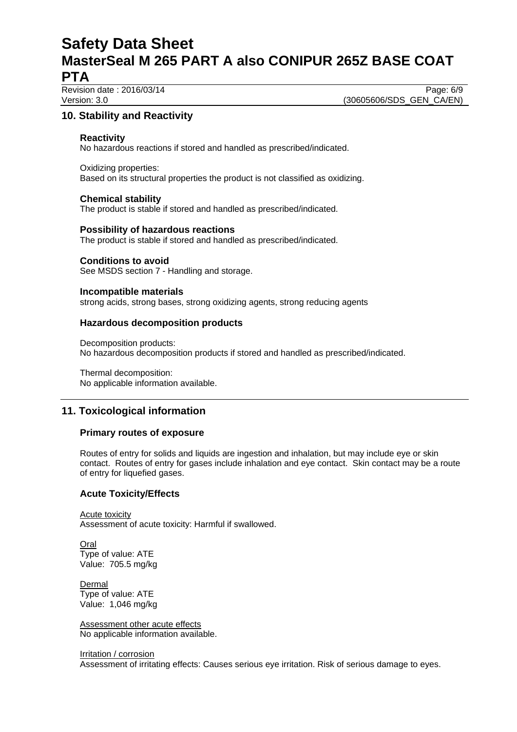## 10. Stability and Reactivity

### Reactivity

No hazardous reactions if stored and handled as prescribed/indicated.

Oxidizing properties:
Based on its structural properties the product is not classified as oxidizing.

### Chemical stability

The product is stable if stored and handled as prescribed/indicated.

### Possibility of hazardous reactions

The product is stable if stored and handled as prescribed/indicated.

### Conditions to avoid

See MSDS section 7 - Handling and storage.

### Incompatible materials

strong acids, strong bases, strong oxidizing agents, strong reducing agents

### Hazardous decomposition products

Decomposition products:
No hazardous decomposition products if stored and handled as prescribed/indicated.

Thermal decomposition:
No applicable information available.

## 11. Toxicological information

### Primary routes of exposure

Routes of entry for solids and liquids are ingestion and inhalation, but may include eye or skin contact. Routes of entry for gases include inhalation and eye contact. Skin contact may be a route of entry for liquefied gases.

### Acute Toxicity/Effects

Acute toxicity
Assessment of acute toxicity: Harmful if swallowed.

Oral
Type of value: ATE
Value: 705.5 mg/kg

Dermal
Type of value: ATE
Value: 1,046 mg/kg

Assessment other acute effects
No applicable information available.

Irritation / corrosion
Assessment of irritating effects: Causes serious eye irritation. Risk of serious damage to eyes.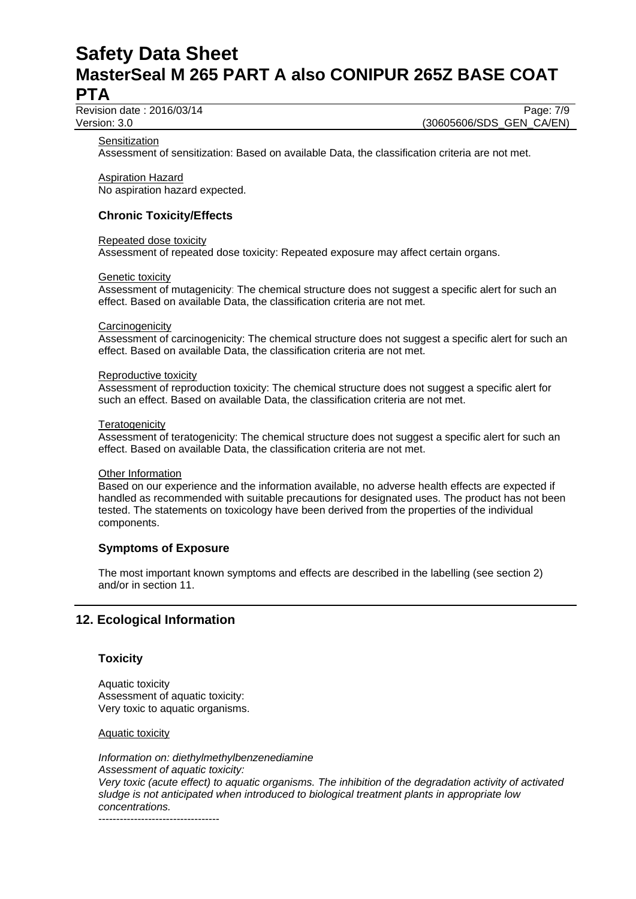Sensitization
Assessment of sensitization: Based on available Data, the classification criteria are not met.

Aspiration Hazard
No aspiration hazard expected.

### Chronic Toxicity/Effects

Repeated dose toxicity
Assessment of repeated dose toxicity: Repeated exposure may affect certain organs.

Genetic toxicity
Assessment of mutagenicity: The chemical structure does not suggest a specific alert for such an effect. Based on available Data, the classification criteria are not met.

Carcinogenicity
Assessment of carcinogenicity: The chemical structure does not suggest a specific alert for such an effect. Based on available Data, the classification criteria are not met.

Reproductive toxicity
Assessment of reproduction toxicity: The chemical structure does not suggest a specific alert for such an effect. Based on available Data, the classification criteria are not met.

Teratogenicity
Assessment of teratogenicity: The chemical structure does not suggest a specific alert for such an effect. Based on available Data, the classification criteria are not met.

Other Information
Based on our experience and the information available, no adverse health effects are expected if handled as recommended with suitable precautions for designated uses. The product has not been tested. The statements on toxicology have been derived from the properties of the individual components.

### Symptoms of Exposure

The most important known symptoms and effects are described in the labelling (see section 2) and/or in section 11.

## 12. Ecological Information

### Toxicity

Aquatic toxicity
Assessment of aquatic toxicity:
Very toxic to aquatic organisms.

Aquatic toxicity

*Information on: diethylmethylbenzenediamine*
*Assessment of aquatic toxicity:*
*Very toxic (acute effect) to aquatic organisms. The inhibition of the degradation activity of activated sludge is not anticipated when introduced to biological treatment plants in appropriate low concentrations.*
----------------------------------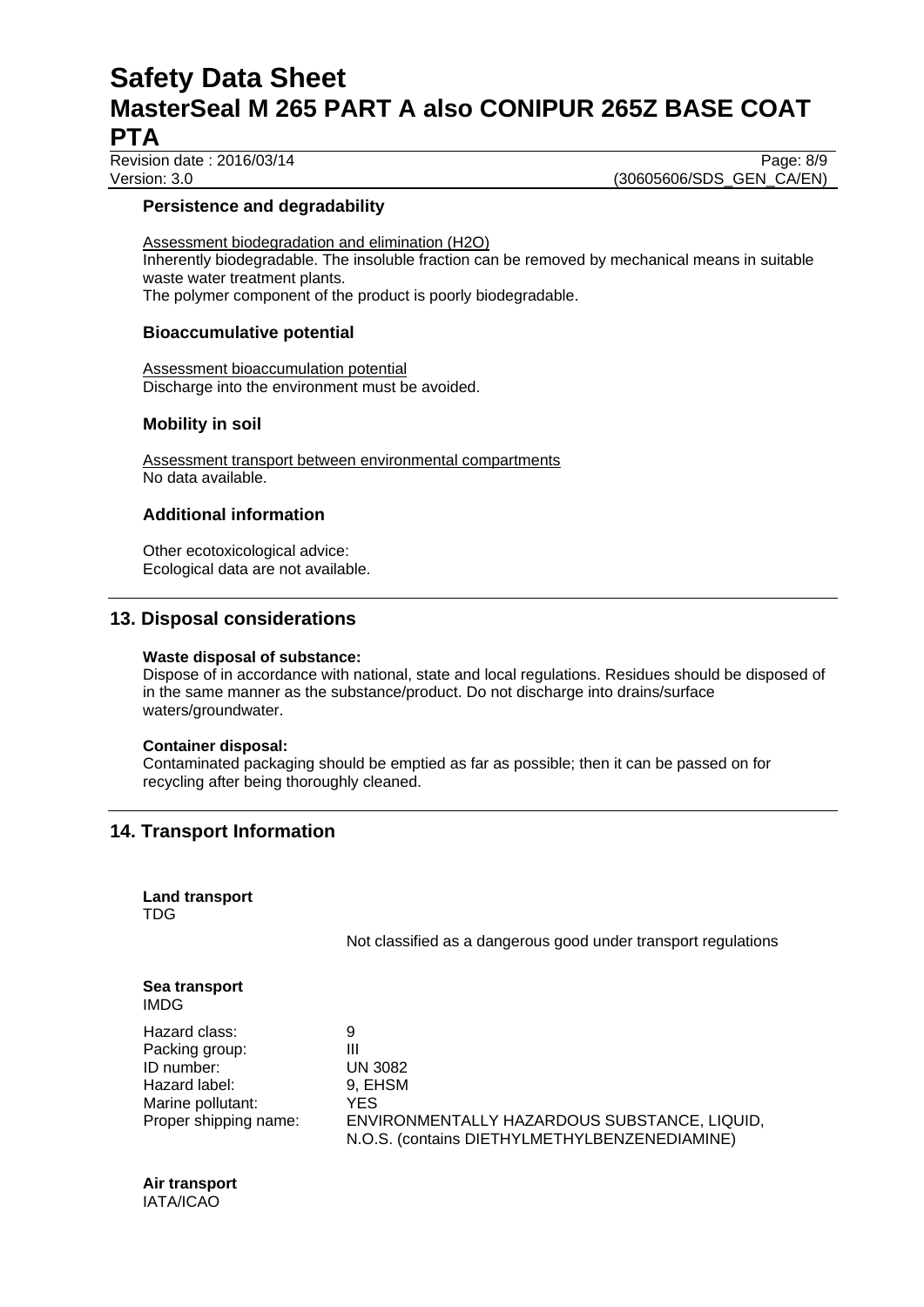### Persistence and degradability

Assessment biodegradation and elimination ($H_2O$)
Inherently biodegradable. The insoluble fraction can be removed by mechanical means in suitable waste water treatment plants.
The polymer component of the product is poorly biodegradable.

### Bioaccumulative potential

Assessment bioaccumulation potential
Discharge into the environment must be avoided.

### Mobility in soil

Assessment transport between environmental compartments
No data available.

### Additional information

Other ecotoxicological advice:
Ecological data are not available.

## 13. Disposal considerations

**Waste disposal of substance:**
Dispose of in accordance with national, state and local regulations. Residues should be disposed of in the same manner as the substance/product. Do not discharge into drains/surface waters/groundwater.

**Container disposal:**
Contaminated packaging should be emptied as far as possible; then it can be passed on for recycling after being thoroughly cleaned.

## 14. Transport Information

**Land transport**
TDG

Not classified as a dangerous good under transport regulations

**Sea transport**
IMDG

| | |
|---|---|
| Hazard class: | 9 |
| Packing group: | III |
| ID number: | UN 3082 |
| Hazard label: | 9, EHSM |
| Marine pollutant: | YES |
| Proper shipping name: | ENVIRONMENTALLY HAZARDOUS SUBSTANCE, LIQUID, N.O.S. (contains DIETHYLMETHYLBENZENEDIAMINE) |

**Air transport**
IATA/ICAO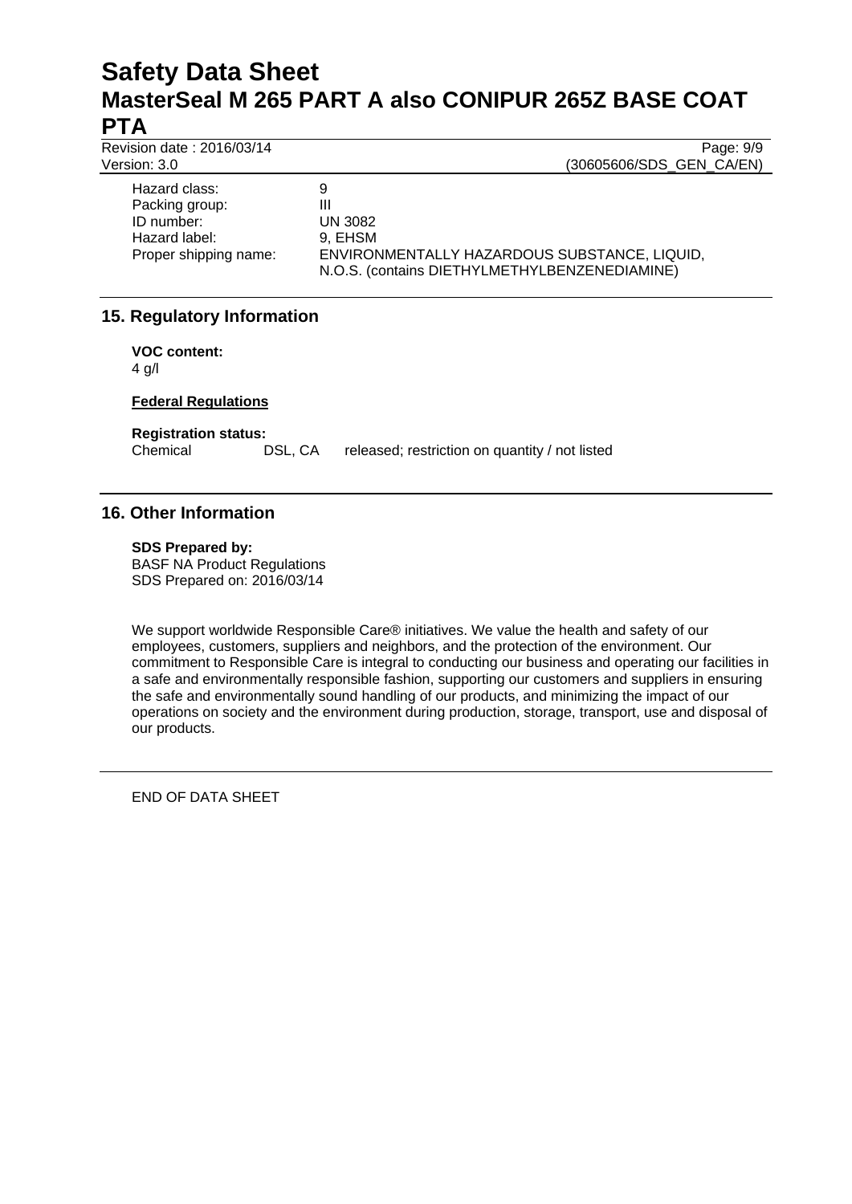| | |
|---|---|
| Hazard class: | 9 |
| Packing group: | III |
| ID number: | UN 3082 |
| Hazard label: | 9, EHSM |
| Proper shipping name: | ENVIRONMENTALLY HAZARDOUS SUBSTANCE, LIQUID, N.O.S. (contains DIETHYLMETHYLBENZENEDIAMINE) |

## 15. Regulatory Information

**VOC content:**
4 g/l

**Federal Regulations**

**Registration status:**

| | | |
|---|---|---|
| Chemical | DSL, CA | released; restriction on quantity / not listed |

## 16. Other Information

**SDS Prepared by:**
BASF NA Product Regulations
SDS Prepared on: 2016/03/14

We support worldwide Responsible Care® initiatives. We value the health and safety of our employees, customers, suppliers and neighbors, and the protection of the environment. Our commitment to Responsible Care is integral to conducting our business and operating our facilities in a safe and environmentally responsible fashion, supporting our customers and suppliers in ensuring the safe and environmentally sound handling of our products, and minimizing the impact of our operations on society and the environment during production, storage, transport, use and disposal of our products.

END OF DATA SHEET